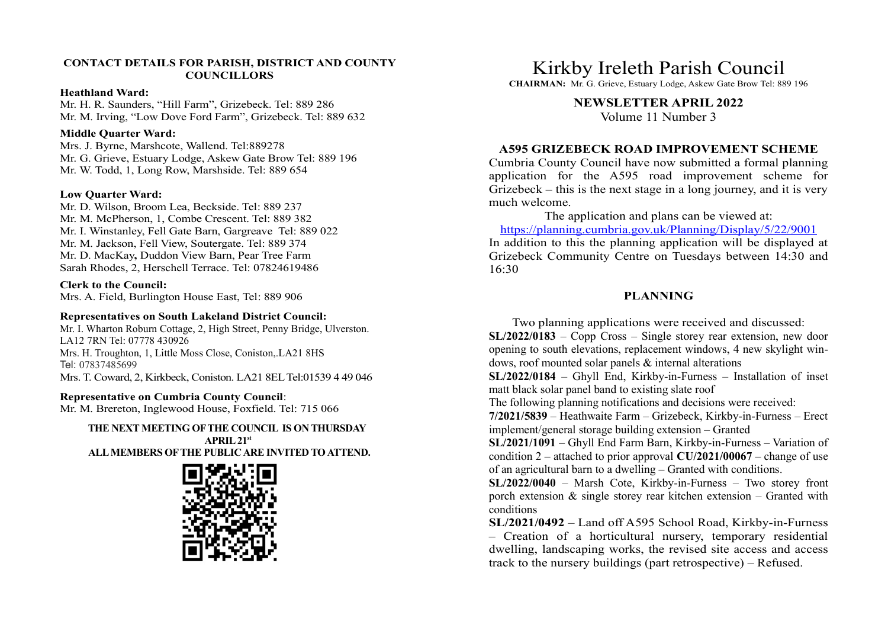## CONTACT DETAILS FOR PARISH, DISTRICT AND COUNTY COUNCILLORS

**Heathland Ward:**
Mr. H. R. Saunders, "Hill Farm", Grizebeck. Tel: 889 286
Mr. M. Irving, "Low Dove Ford Farm", Grizebeck. Tel: 889 632

**Middle Quarter Ward:**
Mrs. J. Byrne, Marshcote, Wallend. Tel:889278
Mr. G. Grieve, Estuary Lodge, Askew Gate Brow Tel: 889 196
Mr. W. Todd, 1, Long Row, Marshside. Tel: 889 654

**Low Quarter Ward:**
Mr. D. Wilson, Broom Lea, Beckside. Tel: 889 237
Mr. M. McPherson, 1, Combe Crescent. Tel: 889 382
Mr. I. Winstanley, Fell Gate Barn, Gargreave Tel: 889 022
Mr. M. Jackson, Fell View, Soutergate. Tel: 889 374
Mr. D. MacKay**,** Duddon View Barn, Pear Tree Farm
Sarah Rhodes, 2, Herschell Terrace. Tel: 07824619486

**Clerk to the Council:**
Mrs. A. Field, Burlington House East, Tel: 889 906

**Representatives on South Lakeland District Council:**
Mr. I. Wharton Roburn Cottage, 2, High Street, Penny Bridge, Ulverston. LA12 7RN Tel: 07778 430926
Mrs. H. Troughton, 1, Little Moss Close, Coniston,.LA21 8HS Tel: 07837485699
Mrs. T. Coward, 2, Kirkbeck, Coniston. LA21 8EL Tel:01539 4 49 046

**Representative on Cumbria County Council**:
Mr. M. Brereton, Inglewood House, Foxfield. Tel: 715 066

**THE NEXT MEETING OF THE COUNCIL IS ON THURSDAY APRIL 21st**
**ALL MEMBERS OF THE PUBLIC ARE INVITED TO ATTEND.**

# Kirkby Ireleth Parish Council

**CHAIRMAN:** Mr. G. Grieve, Estuary Lodge, Askew Gate Brow Tel: 889 196

**NEWSLETTER APRIL 2022**
Volume 11 Number 3

## A595 GRIZEBECK ROAD IMPROVEMENT SCHEME

Cumbria County Council have now submitted a formal planning application for the A595 road improvement scheme for Grizebeck – this is the next stage in a long journey, and it is very much welcome.

The application and plans can be viewed at:
https://planning.cumbria.gov.uk/Planning/Display/5/22/9001
In addition to this the planning application will be displayed at Grizebeck Community Centre on Tuesdays between 14:30 and 16:30

## PLANNING

Two planning applications were received and discussed:
**SL/2022/0183** – Copp Cross – Single storey rear extension, new door opening to south elevations, replacement windows, 4 new skylight windows, roof mounted solar panels & internal alterations
**SL/2022/0184** – Ghyll End, Kirkby-in-Furness – Installation of inset matt black solar panel band to existing slate roof
The following planning notifications and decisions were received:
**7/2021/5839** – Heathwaite Farm – Grizebeck, Kirkby-in-Furness – Erect implement/general storage building extension – Granted
**SL/2021/1091** – Ghyll End Farm Barn, Kirkby-in-Furness – Variation of condition 2 – attached to prior approval **CU/2021/00067** – change of use of an agricultural barn to a dwelling – Granted with conditions.
**SL/2022/0040** – Marsh Cote, Kirkby-in-Furness – Two storey front porch extension & single storey rear kitchen extension – Granted with conditions
**SL/2021/0492** – Land off A595 School Road, Kirkby-in-Furness – Creation of a horticultural nursery, temporary residential dwelling, landscaping works, the revised site access and access track to the nursery buildings (part retrospective) – Refused.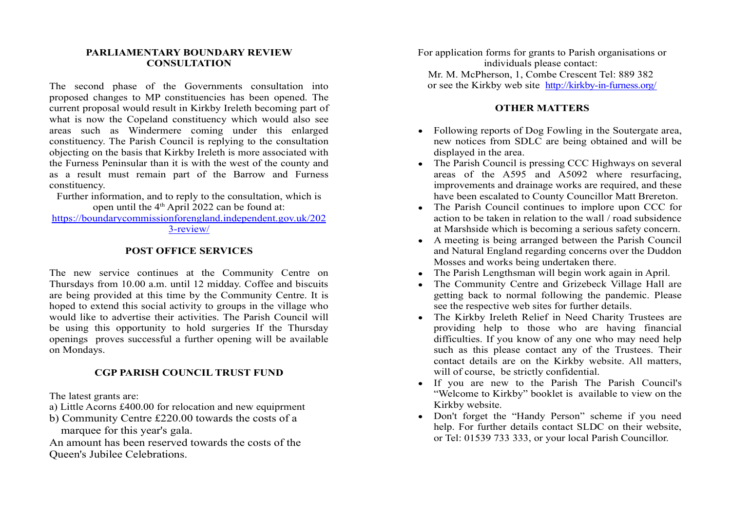## PARLIAMENTARY BOUNDARY REVIEW CONSULTATION

The second phase of the Governments consultation into proposed changes to MP constituencies has been opened. The current proposal would result in Kirkby Ireleth becoming part of what is now the Copeland constituency which would also see areas such as Windermere coming under this enlarged constituency. The Parish Council is replying to the consultation objecting on the basis that Kirkby Ireleth is more associated with the Furness Peninsular than it is with the west of the county and as a result must remain part of the Barrow and Furness constituency.

Further information, and to reply to the consultation, which is open until the 4th April 2022 can be found at: https://boundarycommissionforengland.independent.gov.uk/2023-review/

## POST OFFICE SERVICES

The new service continues at the Community Centre on Thursdays from 10.00 a.m. until 12 midday. Coffee and biscuits are being provided at this time by the Community Centre. It is hoped to extend this social activity to groups in the village who would like to advertise their activities. The Parish Council will be using this opportunity to hold surgeries If the Thursday openings proves successful a further opening will be available on Mondays.

## CGP PARISH COUNCIL TRUST FUND

The latest grants are:

a) Little Acorns £400.00 for relocation and new equiprment

b) Community Centre £220.00 towards the costs of a marquee for this year's gala.

An amount has been reserved towards the costs of the Queen's Jubilee Celebrations.

For application forms for grants to Parish organisations or individuals please contact:
Mr. M. McPherson, 1, Combe Crescent Tel: 889 382
or see the Kirkby web site http://kirkby-in-furness.org/

## OTHER MATTERS

- Following reports of Dog Fowling in the Soutergate area, new notices from SDLC are being obtained and will be displayed in the area.
- The Parish Council is pressing CCC Highways on several areas of the A595 and A5092 where resurfacing, improvements and drainage works are required, and these have been escalated to County Councillor Matt Brereton.
- The Parish Council continues to implore upon CCC for action to be taken in relation to the wall / road subsidence at Marshside which is becoming a serious safety concern.
- A meeting is being arranged between the Parish Council and Natural England regarding concerns over the Duddon Mosses and works being undertaken there.
- The Parish Lengthsman will begin work again in April.
- The Community Centre and Grizebeck Village Hall are getting back to normal following the pandemic. Please see the respective web sites for further details.
- The Kirkby Ireleth Relief in Need Charity Trustees are providing help to those who are having financial difficulties. If you know of any one who may need help such as this please contact any of the Trustees. Their contact details are on the Kirkby website. All matters, will of course, be strictly confidential.
- If you are new to the Parish The Parish Council's "Welcome to Kirkby" booklet is available to view on the Kirkby website.
- Don't forget the "Handy Person" scheme if you need help. For further details contact SLDC on their website, or Tel: 01539 733 333, or your local Parish Councillor.